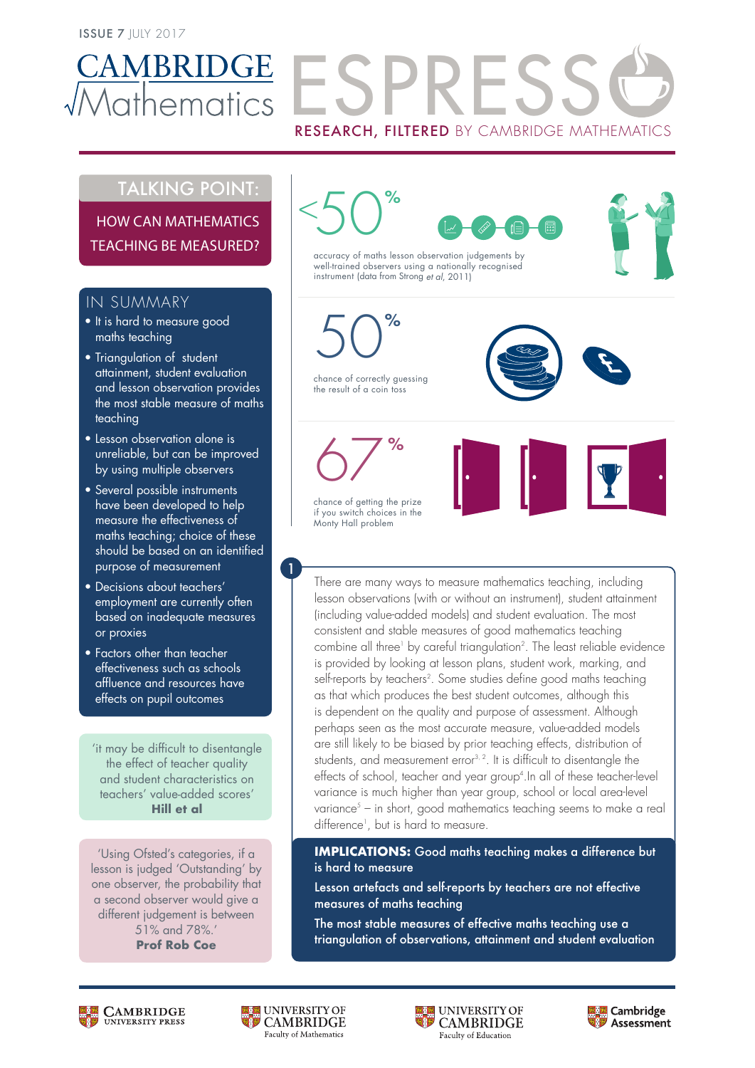ISSUE 7 JULY 2017

# CAMBRIDGE √Mathematics ESPRESSO

RESEARCH, FILTERED BY CAMBRIDGE MATHEMATICS

## TALKING POINT:

## HOW CAN MATHEMATICS TEACHING BE MEASURED?

### IN SUMMARY

- It is hard to measure good maths teaching
- Triangulation of student attainment, student evaluation and lesson observation provides the most stable measure of maths teaching
- Lesson observation alone is unreliable, but can be improved by using multiple observers
- Several possible instruments have been developed to help measure the effectiveness of maths teaching; choice of these should be based on an identified purpose of measurement
- Decisions about teachers' employment are currently often based on inadequate measures or proxies
- Factors other than teacher effectiveness such as schools affluence and resources have effects on pupil outcomes

'it may be difficult to disentangle the effect of teacher quality and student characteristics on teachers' value-added scores'
**Hill et al**

'Using Ofsted's categories, if a lesson is judged 'Outstanding' by one observer, the probability that a second observer would give a different judgement is between 51% and 78%.'
**Prof Rob Coe**

**<50%** accuracy of maths lesson observation judgements by well-trained observers using a nationally recognised instrument (data from Strong *et al*, 2011)

**50%** chance of correctly guessing the result of a coin toss

**67%** chance of getting the prize if you switch choices in the Monty Hall problem

**1**

There are many ways to measure mathematics teaching, including lesson observations (with or without an instrument), student attainment (including value-added models) and student evaluation. The most consistent and stable measures of good mathematics teaching combine all three[1] by careful triangulation[2]. The least reliable evidence is provided by looking at lesson plans, student work, marking, and self-reports by teachers[2]. Some studies define good maths teaching as that which produces the best student outcomes, although this is dependent on the quality and purpose of assessment. Although perhaps seen as the most accurate measure, value-added models are still likely to be biased by prior teaching effects, distribution of students, and measurement error[3, 2]. It is difficult to disentangle the effects of school, teacher and year group[4].In all of these teacher-level variance is much higher than year group, school or local area-level variance[5] – in short, good mathematics teaching seems to make a real difference[1], but is hard to measure.

**IMPLICATIONS:** **Good maths teaching makes a difference but is hard to measure**

**Lesson artefacts and self-reports by teachers are not effective measures of maths teaching**

**The most stable measures of effective maths teaching use a triangulation of observations, attainment and student evaluation**

Cambridge University Press | University of Cambridge Faculty of Mathematics | University of Cambridge Faculty of Education | Cambridge Assessment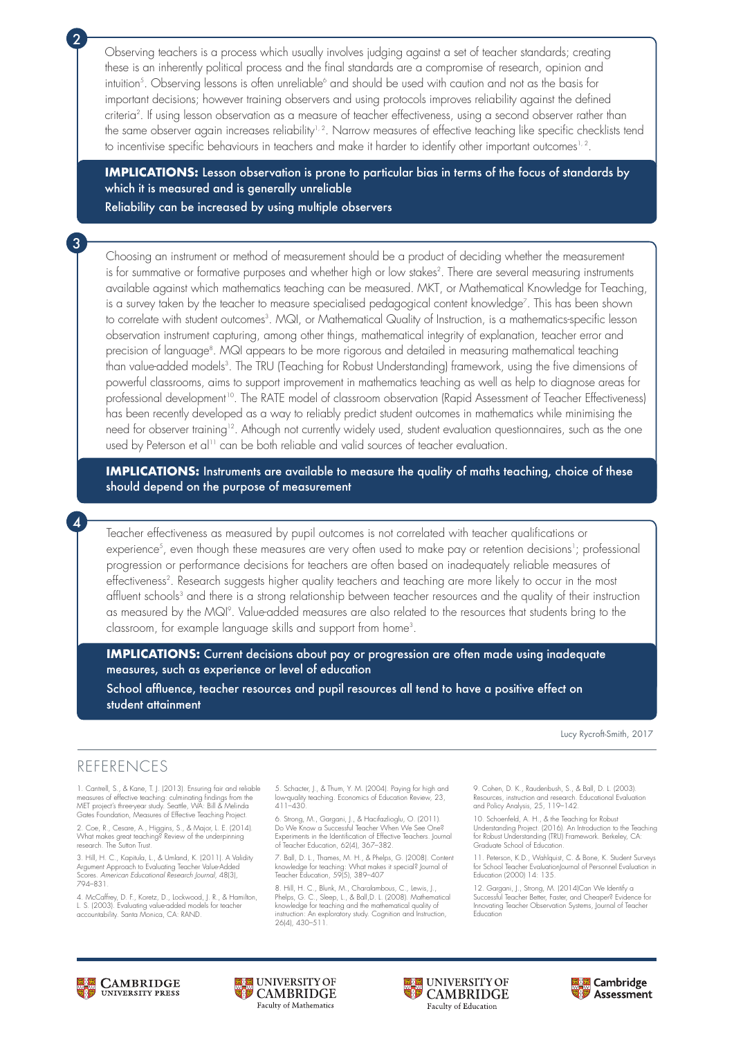**2**

Observing teachers is a process which usually involves judging against a set of teacher standards; creating these is an inherently political process and the final standards are a compromise of research, opinion and intuition[5]. Observing lessons is often unreliable[6] and should be used with caution and not as the basis for important decisions; however training observers and using protocols improves reliability against the defined criteria[2]. If using lesson observation as a measure of teacher effectiveness, using a second observer rather than the same observer again increases reliability[1, 2]. Narrow measures of effective teaching like specific checklists tend to incentivise specific behaviours in teachers and make it harder to identify other important outcomes[1, 2].

**IMPLICATIONS:** Lesson observation is prone to particular bias in terms of the focus of standards by which it is measured and is generally unreliable

Reliability can be increased by using multiple observers

**3**

Choosing an instrument or method of measurement should be a product of deciding whether the measurement is for summative or formative purposes and whether high or low stakes[2]. There are several measuring instruments available against which mathematics teaching can be measured. MKT, or Mathematical Knowledge for Teaching, is a survey taken by the teacher to measure specialised pedagogical content knowledge[7]. This has been shown to correlate with student outcomes[3]. MQI, or Mathematical Quality of Instruction, is a mathematics-specific lesson observation instrument capturing, among other things, mathematical integrity of explanation, teacher error and precision of language[8]. MQI appears to be more rigorous and detailed in measuring mathematical teaching than value-added models[3]. The TRU (Teaching for Robust Understanding) framework, using the five dimensions of powerful classrooms, aims to support improvement in mathematics teaching as well as help to diagnose areas for professional development[10]. The RATE model of classroom observation (Rapid Assessment of Teacher Effectiveness) has been recently developed as a way to reliably predict student outcomes in mathematics while minimising the need for observer training[12]. Athough not currently widely used, student evaluation questionnaires, such as the one used by Peterson et al[11] can be both reliable and valid sources of teacher evaluation.

**IMPLICATIONS:** Instruments are available to measure the quality of maths teaching, choice of these should depend on the purpose of measurement

**4**

Teacher effectiveness as measured by pupil outcomes is not correlated with teacher qualifications or experience[5], even though these measures are very often used to make pay or retention decisions[1]; professional progression or performance decisions for teachers are often based on inadequately reliable measures of effectiveness[2]. Research suggests higher quality teachers and teaching are more likely to occur in the most affluent schools[3] and there is a strong relationship between teacher resources and the quality of their instruction as measured by the MQI[9]. Value-added measures are also related to the resources that students bring to the classroom, for example language skills and support from home[3].

**IMPLICATIONS:** Current decisions about pay or progression are often made using inadequate measures, such as experience or level of education

School affluence, teacher resources and pupil resources all tend to have a positive effect on student attainment

Lucy Rycroft-Smith, 2017

## REFERENCES

1. Cantrell, S., & Kane, T. J. (2013). Ensuring fair and reliable measures of effective teaching: culminating findings from the MET project's three-year study. Seattle, WA: Bill & Melinda Gates Foundation, Measures of Effective Teaching Project.

2. Coe, R., Cesare, A., Higgins, S., & Major, L. E. (2014). What makes great teaching? Review of the underpinning research. The Sutton Trust.

3. Hill, H. C., Kapitula, L., & Umland, K. (2011). A Validity Argument Approach to Evaluating Teacher Value-Added Scores. *American Educational Research Journal*, 48(3), 794–831.

4. McCaffrey, D. F., Koretz, D., Lockwood, J. R., & Hamilton, L. S. (2003). Evaluating value-added models for teacher accountability. Santa Monica, CA: RAND.

5. Schacter, J., & Thum, Y. M. (2004). Paying for high and low-quality teaching. Economics of Education Review, 23, 411–430.

6. Strong, M., Gargani, J., & Hacifazlioglu, O. (2011). Do We Know a Successful Teacher When We See One? Experiments in the Identification of Effective Teachers. Journal of Teacher Education, 62(4), 367–382.

7. Ball, D. L., Thames, M. H., & Phelps, G. (2008). Content knowledge for teaching: What makes it special? Journal of Teacher Education, 59(5), 389–407

8. Hill, H. C., Blunk, M., Charalambous, C., Lewis, J., Phelps, G. C., Sleep, L., & Ball,D. L. (2008). Mathematical knowledge for teaching and the mathematical quality of instruction: An exploratory study. Cognition and Instruction, 26(4), 430–511.

9. Cohen, D. K., Raudenbush, S., & Ball, D. L. (2003). Resources, instruction and research. Educational Evaluation and Policy Analysis, 25, 119–142.

10. Schoenfeld, A. H., & the Teaching for Robust Understanding Project. (2016). An Introduction to the Teaching for Robust Understanding (TRU) Framework. Berkeley, CA: Graduate School of Education.

11. Peterson, K.D., Wahlquist, C. & Bone, K. Student Surveys for School Teacher EvaluationJournal of Personnel Evaluation in Education (2000) 14: 135.

12. Gargani, J., Strong, M. (2014)Can We Identify a Successful Teacher Better, Faster, and Cheaper? Evidence for Innovating Teacher Observation Systems, Journal of Teacher Education

CAMBRIDGE UNIVERSITY PRESS | UNIVERSITY OF CAMBRIDGE Faculty of Mathematics | UNIVERSITY OF CAMBRIDGE Faculty of Education | Cambridge Assessment